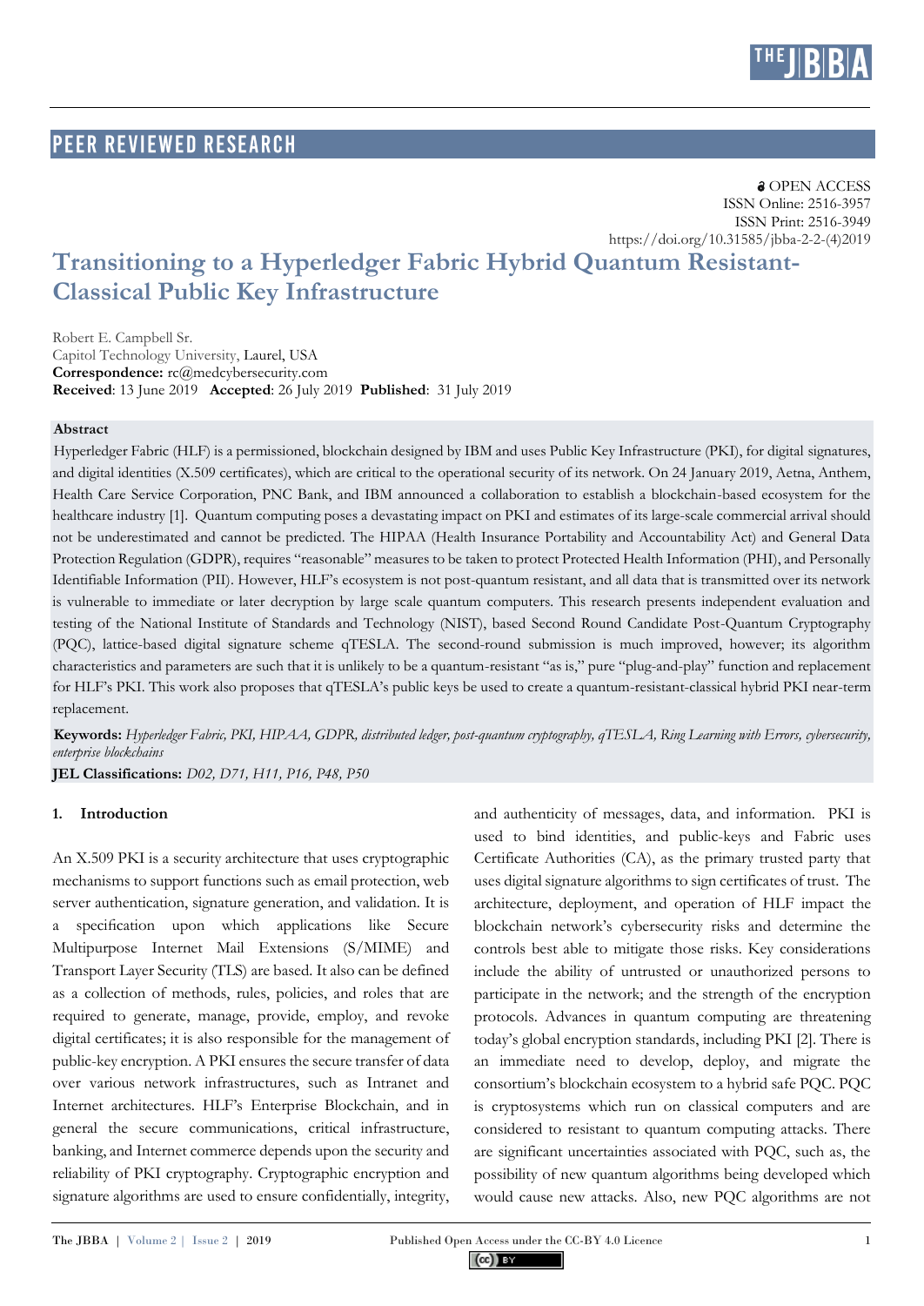PEER REVIEWED RESEARCH

OPEN ACCESS
ISSN Online: 2516-3957
ISSN Print: 2516-3949
https://doi.org/10.31585/jbba-2-2-(4)2019

# Transitioning to a Hyperledger Fabric Hybrid Quantum Resistant-Classical Public Key Infrastructure

Robert E. Campbell Sr.
Capitol Technology University, Laurel, USA
**Correspondence:** rc@medcybersecurity.com
**Received**: 13 June 2019 **Accepted**: 26 July 2019 **Published**: 31 July 2019

**Abstract**

Hyperledger Fabric (HLF) is a permissioned, blockchain designed by IBM and uses Public Key Infrastructure (PKI), for digital signatures, and digital identities (X.509 certificates), which are critical to the operational security of its network. On 24 January 2019, Aetna, Anthem, Health Care Service Corporation, PNC Bank, and IBM announced a collaboration to establish a blockchain-based ecosystem for the healthcare industry [1]. Quantum computing poses a devastating impact on PKI and estimates of its large-scale commercial arrival should not be underestimated and cannot be predicted. The HIPAA (Health Insurance Portability and Accountability Act) and General Data Protection Regulation (GDPR), requires "reasonable" measures to be taken to protect Protected Health Information (PHI), and Personally Identifiable Information (PII). However, HLF's ecosystem is not post-quantum resistant, and all data that is transmitted over its network is vulnerable to immediate or later decryption by large scale quantum computers. This research presents independent evaluation and testing of the National Institute of Standards and Technology (NIST), based Second Round Candidate Post-Quantum Cryptography (PQC), lattice-based digital signature scheme qTESLA. The second-round submission is much improved, however; its algorithm characteristics and parameters are such that it is unlikely to be a quantum-resistant "as is," pure "plug-and-play" function and replacement for HLF's PKI. This work also proposes that qTESLA's public keys be used to create a quantum-resistant-classical hybrid PKI near-term replacement.

**Keywords:** *Hyperledger Fabric, PKI, HIPAA, GDPR, distributed ledger, post-quantum cryptography, qTESLA, Ring Learning with Errors, cybersecurity, enterprise blockchains*

**JEL Classifications:** *D02, D71, H11, P16, P48, P50*

## 1. Introduction

An X.509 PKI is a security architecture that uses cryptographic mechanisms to support functions such as email protection, web server authentication, signature generation, and validation. It is a specification upon which applications like Secure Multipurpose Internet Mail Extensions (S/MIME) and Transport Layer Security (TLS) are based. It also can be defined as a collection of methods, rules, policies, and roles that are required to generate, manage, provide, employ, and revoke digital certificates; it is also responsible for the management of public-key encryption. A PKI ensures the secure transfer of data over various network infrastructures, such as Intranet and Internet architectures. HLF's Enterprise Blockchain, and in general the secure communications, critical infrastructure, banking, and Internet commerce depends upon the security and reliability of PKI cryptography. Cryptographic encryption and signature algorithms are used to ensure confidentially, integrity, and authenticity of messages, data, and information. PKI is used to bind identities, and public-keys and Fabric uses Certificate Authorities (CA), as the primary trusted party that uses digital signature algorithms to sign certificates of trust. The architecture, deployment, and operation of HLF impact the blockchain network's cybersecurity risks and determine the controls best able to mitigate those risks. Key considerations include the ability of untrusted or unauthorized persons to participate in the network; and the strength of the encryption protocols. Advances in quantum computing are threatening today's global encryption standards, including PKI [2]. There is an immediate need to develop, deploy, and migrate the consortium's blockchain ecosystem to a hybrid safe PQC. PQC is cryptosystems which run on classical computers and are considered to resistant to quantum computing attacks. There are significant uncertainties associated with PQC, such as, the possibility of new quantum algorithms being developed which would cause new attacks. Also, new PQC algorithms are not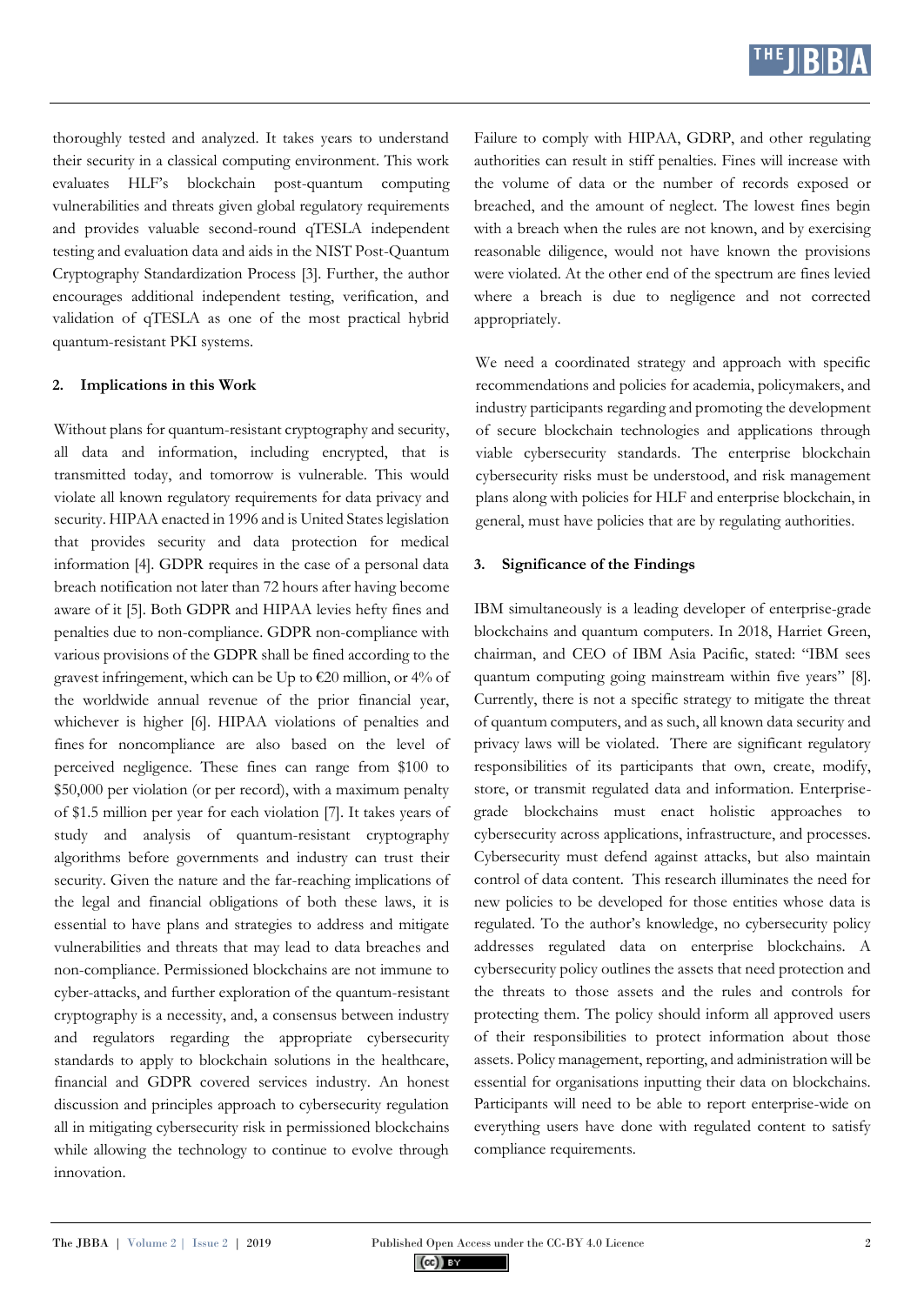thoroughly tested and analyzed. It takes years to understand their security in a classical computing environment. This work evaluates HLF's blockchain post-quantum computing vulnerabilities and threats given global regulatory requirements and provides valuable second-round qTESLA independent testing and evaluation data and aids in the NIST Post-Quantum Cryptography Standardization Process [3]. Further, the author encourages additional independent testing, verification, and validation of qTESLA as one of the most practical hybrid quantum-resistant PKI systems.

## 2. Implications in this Work

Without plans for quantum-resistant cryptography and security, all data and information, including encrypted, that is transmitted today, and tomorrow is vulnerable. This would violate all known regulatory requirements for data privacy and security. HIPAA enacted in 1996 and is United States legislation that provides security and data protection for medical information [4]. GDPR requires in the case of a personal data breach notification not later than 72 hours after having become aware of it [5]. Both GDPR and HIPAA levies hefty fines and penalties due to non-compliance. GDPR non-compliance with various provisions of the GDPR shall be fined according to the gravest infringement, which can be Up to €20 million, or 4% of the worldwide annual revenue of the prior financial year, whichever is higher [6]. HIPAA violations of penalties and fines for noncompliance are also based on the level of perceived negligence. These fines can range from \$100 to \$50,000 per violation (or per record), with a maximum penalty of \$1.5 million per year for each violation [7]. It takes years of study and analysis of quantum-resistant cryptography algorithms before governments and industry can trust their security. Given the nature and the far-reaching implications of the legal and financial obligations of both these laws, it is essential to have plans and strategies to address and mitigate vulnerabilities and threats that may lead to data breaches and non-compliance. Permissioned blockchains are not immune to cyber-attacks, and further exploration of the quantum-resistant cryptography is a necessity, and, a consensus between industry and regulators regarding the appropriate cybersecurity standards to apply to blockchain solutions in the healthcare, financial and GDPR covered services industry. An honest discussion and principles approach to cybersecurity regulation all in mitigating cybersecurity risk in permissioned blockchains while allowing the technology to continue to evolve through innovation.

Failure to comply with HIPAA, GDRP, and other regulating authorities can result in stiff penalties. Fines will increase with the volume of data or the number of records exposed or breached, and the amount of neglect. The lowest fines begin with a breach when the rules are not known, and by exercising reasonable diligence, would not have known the provisions were violated. At the other end of the spectrum are fines levied where a breach is due to negligence and not corrected appropriately.

We need a coordinated strategy and approach with specific recommendations and policies for academia, policymakers, and industry participants regarding and promoting the development of secure blockchain technologies and applications through viable cybersecurity standards. The enterprise blockchain cybersecurity risks must be understood, and risk management plans along with policies for HLF and enterprise blockchain, in general, must have policies that are by regulating authorities.

## 3. Significance of the Findings

IBM simultaneously is a leading developer of enterprise-grade blockchains and quantum computers. In 2018, Harriet Green, chairman, and CEO of IBM Asia Pacific, stated: "IBM sees quantum computing going mainstream within five years" [8]. Currently, there is not a specific strategy to mitigate the threat of quantum computers, and as such, all known data security and privacy laws will be violated. There are significant regulatory responsibilities of its participants that own, create, modify, store, or transmit regulated data and information. Enterprise-grade blockchains must enact holistic approaches to cybersecurity across applications, infrastructure, and processes. Cybersecurity must defend against attacks, but also maintain control of data content. This research illuminates the need for new policies to be developed for those entities whose data is regulated. To the author's knowledge, no cybersecurity policy addresses regulated data on enterprise blockchains. A cybersecurity policy outlines the assets that need protection and the threats to those assets and the rules and controls for protecting them. The policy should inform all approved users of their responsibilities to protect information about those assets. Policy management, reporting, and administration will be essential for organisations inputting their data on blockchains. Participants will need to be able to report enterprise-wide on everything users have done with regulated content to satisfy compliance requirements.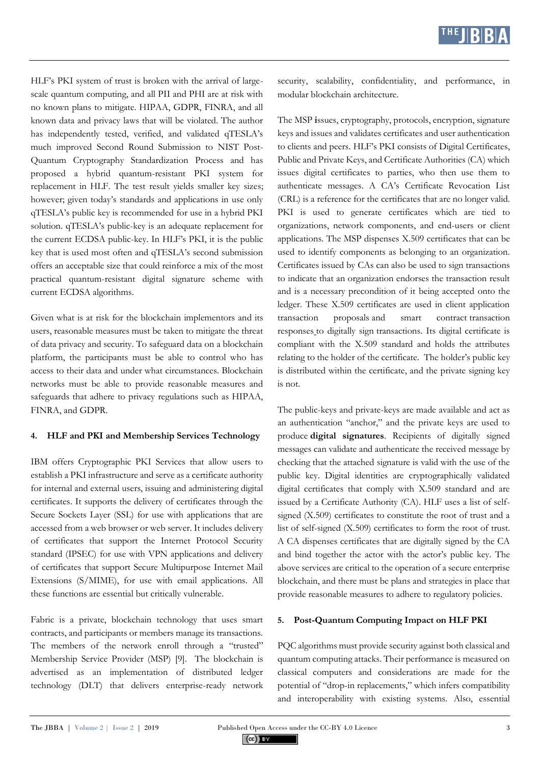HLF's PKI system of trust is broken with the arrival of large-scale quantum computing, and all PII and PHI are at risk with no known plans to mitigate. HIPAA, GDPR, FINRA, and all known data and privacy laws that will be violated. The author has independently tested, verified, and validated qTESLA's much improved Second Round Submission to NIST Post-Quantum Cryptography Standardization Process and has proposed a hybrid quantum-resistant PKI system for replacement in HLF. The test result yields smaller key sizes; however; given today's standards and applications in use only qTESLA's public key is recommended for use in a hybrid PKI solution. qTESLA's public-key is an adequate replacement for the current ECDSA public-key. In HLF's PKI, it is the public key that is used most often and qTESLA's second submission offers an acceptable size that could reinforce a mix of the most practical quantum-resistant digital signature scheme with current ECDSA algorithms.

Given what is at risk for the blockchain implementors and its users, reasonable measures must be taken to mitigate the threat of data privacy and security. To safeguard data on a blockchain platform, the participants must be able to control who has access to their data and under what circumstances. Blockchain networks must be able to provide reasonable measures and safeguards that adhere to privacy regulations such as HIPAA, FINRA, and GDPR.

## 4. HLF and PKI and Membership Services Technology

IBM offers Cryptographic PKI Services that allow users to establish a PKI infrastructure and serve as a certificate authority for internal and external users, issuing and administering digital certificates. It supports the delivery of certificates through the Secure Sockets Layer (SSL) for use with applications that are accessed from a web browser or web server. It includes delivery of certificates that support the Internet Protocol Security standard (IPSEC) for use with VPN applications and delivery of certificates that support Secure Multipurpose Internet Mail Extensions (S/MIME), for use with email applications. All these functions are essential but critically vulnerable.

Fabric is a private, blockchain technology that uses smart contracts, and participants or members manage its transactions. The members of the network enroll through a "trusted" Membership Service Provider (MSP) [9]. The blockchain is advertised as an implementation of distributed ledger technology (DLT) that delivers enterprise-ready network security, scalability, confidentiality, and performance, in modular blockchain architecture.

The MSP **i**ssues, cryptography, protocols, encryption, signature keys and issues and validates certificates and user authentication to clients and peers. HLF's PKI consists of Digital Certificates, Public and Private Keys, and Certificate Authorities (CA) which issues digital certificates to parties, who then use them to authenticate messages. A CA's Certificate Revocation List (CRL) is a reference for the certificates that are no longer valid. PKI is used to generate certificates which are tied to organizations, network components, and end-users or client applications. The MSP dispenses X.509 certificates that can be used to identify components as belonging to an organization. Certificates issued by CAs can also be used to sign transactions to indicate that an organization endorses the transaction result and is a necessary precondition of it being accepted onto the ledger. These X.509 certificates are used in client application transaction proposals and smart contract transaction responses to digitally sign transactions. Its digital certificate is compliant with the X.509 standard and holds the attributes relating to the holder of the certificate. The holder's public key is distributed within the certificate, and the private signing key is not.

The public-keys and private-keys are made available and act as an authentication "anchor," and the private keys are used to produce **digital signatures**. Recipients of digitally signed messages can validate and authenticate the received message by checking that the attached signature is valid with the use of the public key. Digital identities are cryptographically validated digital certificates that comply with X.509 standard and are issued by a Certificate Authority (CA). HLF uses a list of self-signed (X.509) certificates to constitute the root of trust and a list of self-signed (X.509) certificates to form the root of trust. A CA dispenses certificates that are digitally signed by the CA and bind together the actor with the actor's public key. The above services are critical to the operation of a secure enterprise blockchain, and there must be plans and strategies in place that provide reasonable measures to adhere to regulatory policies.

## 5. Post-Quantum Computing Impact on HLF PKI

PQC algorithms must provide security against both classical and quantum computing attacks. Their performance is measured on classical computers and considerations are made for the potential of "drop-in replacements," which infers compatibility and interoperability with existing systems. Also, essential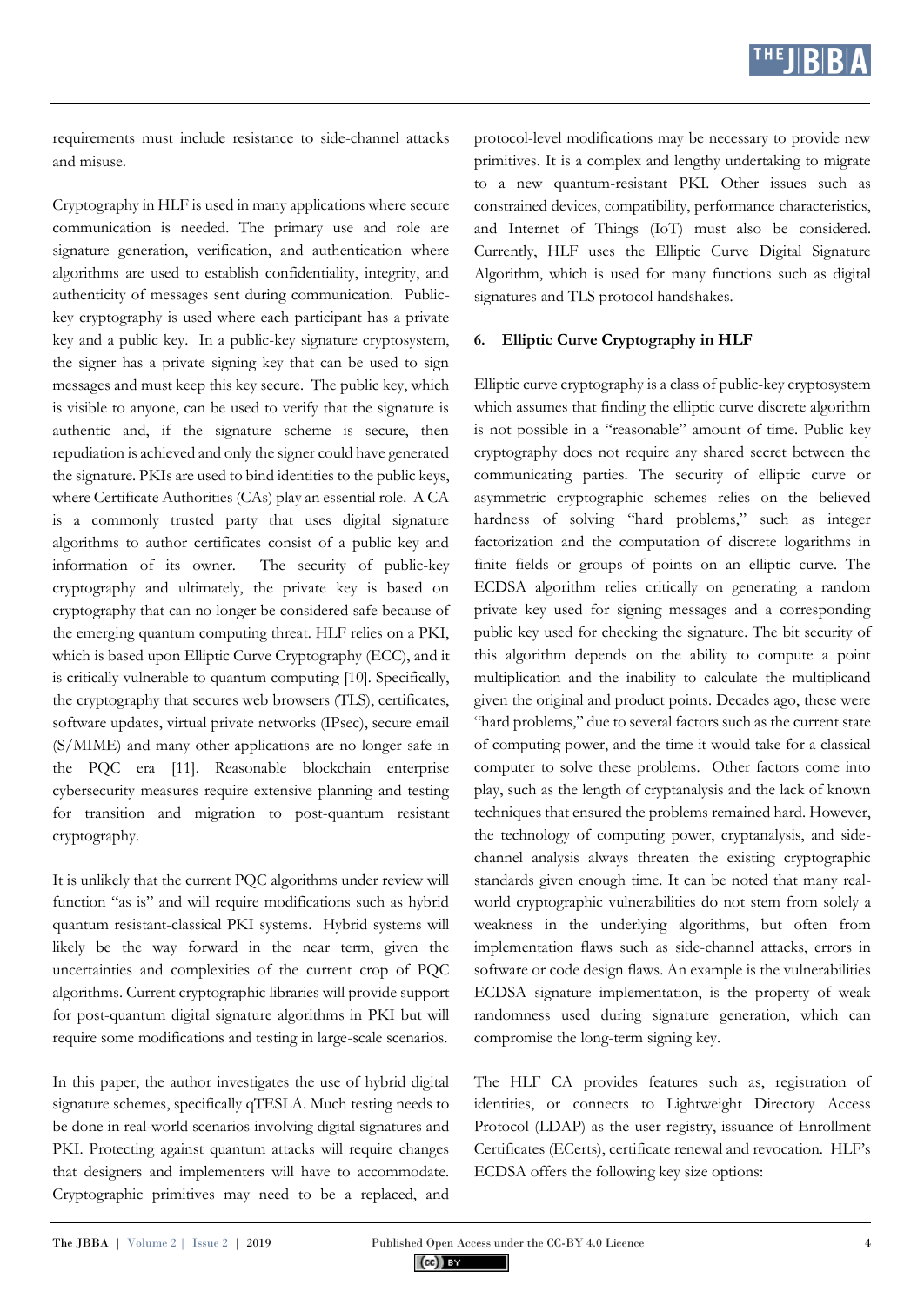requirements must include resistance to side-channel attacks and misuse.

Cryptography in HLF is used in many applications where secure communication is needed. The primary use and role are signature generation, verification, and authentication where algorithms are used to establish confidentiality, integrity, and authenticity of messages sent during communication. Public-key cryptography is used where each participant has a private key and a public key. In a public-key signature cryptosystem, the signer has a private signing key that can be used to sign messages and must keep this key secure. The public key, which is visible to anyone, can be used to verify that the signature is authentic and, if the signature scheme is secure, then repudiation is achieved and only the signer could have generated the signature. PKIs are used to bind identities to the public keys, where Certificate Authorities (CAs) play an essential role. A CA is a commonly trusted party that uses digital signature algorithms to author certificates consist of a public key and information of its owner. The security of public-key cryptography and ultimately, the private key is based on cryptography that can no longer be considered safe because of the emerging quantum computing threat. HLF relies on a PKI, which is based upon Elliptic Curve Cryptography (ECC), and it is critically vulnerable to quantum computing [10]. Specifically, the cryptography that secures web browsers (TLS), certificates, software updates, virtual private networks (IPsec), secure email (S/MIME) and many other applications are no longer safe in the PQC era [11]. Reasonable blockchain enterprise cybersecurity measures require extensive planning and testing for transition and migration to post-quantum resistant cryptography.

It is unlikely that the current PQC algorithms under review will function "as is" and will require modifications such as hybrid quantum resistant-classical PKI systems. Hybrid systems will likely be the way forward in the near term, given the uncertainties and complexities of the current crop of PQC algorithms. Current cryptographic libraries will provide support for post-quantum digital signature algorithms in PKI but will require some modifications and testing in large-scale scenarios.

In this paper, the author investigates the use of hybrid digital signature schemes, specifically qTESLA. Much testing needs to be done in real-world scenarios involving digital signatures and PKI. Protecting against quantum attacks will require changes that designers and implementers will have to accommodate. Cryptographic primitives may need to be a replaced, and protocol-level modifications may be necessary to provide new primitives. It is a complex and lengthy undertaking to migrate to a new quantum-resistant PKI. Other issues such as constrained devices, compatibility, performance characteristics, and Internet of Things (IoT) must also be considered. Currently, HLF uses the Elliptic Curve Digital Signature Algorithm, which is used for many functions such as digital signatures and TLS protocol handshakes.

## 6. Elliptic Curve Cryptography in HLF

Elliptic curve cryptography is a class of public-key cryptosystem which assumes that finding the elliptic curve discrete algorithm is not possible in a "reasonable" amount of time. Public key cryptography does not require any shared secret between the communicating parties. The security of elliptic curve or asymmetric cryptographic schemes relies on the believed hardness of solving "hard problems," such as integer factorization and the computation of discrete logarithms in finite fields or groups of points on an elliptic curve. The ECDSA algorithm relies critically on generating a random private key used for signing messages and a corresponding public key used for checking the signature. The bit security of this algorithm depends on the ability to compute a point multiplication and the inability to calculate the multiplicand given the original and product points. Decades ago, these were "hard problems," due to several factors such as the current state of computing power, and the time it would take for a classical computer to solve these problems. Other factors come into play, such as the length of cryptanalysis and the lack of known techniques that ensured the problems remained hard. However, the technology of computing power, cryptanalysis, and side-channel analysis always threaten the existing cryptographic standards given enough time. It can be noted that many real-world cryptographic vulnerabilities do not stem from solely a weakness in the underlying algorithms, but often from implementation flaws such as side-channel attacks, errors in software or code design flaws. An example is the vulnerabilities ECDSA signature implementation, is the property of weak randomness used during signature generation, which can compromise the long-term signing key.

The HLF CA provides features such as, registration of identities, or connects to Lightweight Directory Access Protocol (LDAP) as the user registry, issuance of Enrollment Certificates (ECerts), certificate renewal and revocation. HLF's ECDSA offers the following key size options: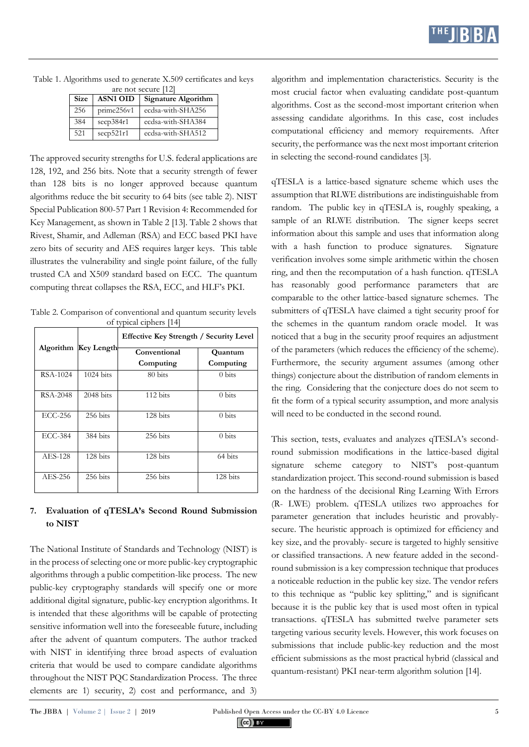Table 1. Algorithms used to generate X.509 certificates and keys are not secure [12]

| Size | ASN1 OID | Signature Algorithm |
|---|---|---|
| 256 | prime256v1 | ecdsa-with-SHA256 |
| 384 | secp384r1 | ecdsa-with-SHA384 |
| 521 | secp521r1 | ecdsa-with-SHA512 |

The approved security strengths for U.S. federal applications are 128, 192, and 256 bits. Note that a security strength of fewer than 128 bits is no longer approved because quantum algorithms reduce the bit security to 64 bits (see table 2). NIST Special Publication 800-57 Part 1 Revision 4: Recommended for Key Management, as shown in Table 2 [13]. Table 2 shows that Rivest, Shamir, and Adleman (RSA) and ECC based PKI have zero bits of security and AES requires larger keys. This table illustrates the vulnerability and single point failure, of the fully trusted CA and X509 standard based on ECC. The quantum computing threat collapses the RSA, ECC, and HLF's PKI.

Table 2. Comparison of conventional and quantum security levels of typical ciphers [14]

| Algorithm | Key Length | Effective Key Strength / Security Level | |
|---|---|---|---|
| | | Conventional Computing | Quantum Computing |
| RSA-1024 | 1024 bits | 80 bits | 0 bits |
| RSA-2048 | 2048 bits | 112 bits | 0 bits |
| ECC-256 | 256 bits | 128 bits | 0 bits |
| ECC-384 | 384 bits | 256 bits | 0 bits |
| AES-128 | 128 bits | 128 bits | 64 bits |
| AES-256 | 256 bits | 256 bits | 128 bits |

## 7. Evaluation of qTESLA's Second Round Submission to NIST

The National Institute of Standards and Technology (NIST) is in the process of selecting one or more public-key cryptographic algorithms through a public competition-like process. The new public-key cryptography standards will specify one or more additional digital signature, public-key encryption algorithms. It is intended that these algorithms will be capable of protecting sensitive information well into the foreseeable future, including after the advent of quantum computers. The author tracked with NIST in identifying three broad aspects of evaluation criteria that would be used to compare candidate algorithms throughout the NIST PQC Standardization Process. The three elements are 1) security, 2) cost and performance, and 3) algorithm and implementation characteristics. Security is the most crucial factor when evaluating candidate post-quantum algorithms. Cost as the second-most important criterion when assessing candidate algorithms. In this case, cost includes computational efficiency and memory requirements. After security, the performance was the next most important criterion in selecting the second-round candidates [3].

qTESLA is a lattice-based signature scheme which uses the assumption that RLWE distributions are indistinguishable from random. The public key in qTESLA is, roughly speaking, a sample of an RLWE distribution. The signer keeps secret information about this sample and uses that information along with a hash function to produce signatures. Signature verification involves some simple arithmetic within the chosen ring, and then the recomputation of a hash function. qTESLA has reasonably good performance parameters that are comparable to the other lattice-based signature schemes. The submitters of qTESLA have claimed a tight security proof for the schemes in the quantum random oracle model. It was noticed that a bug in the security proof requires an adjustment of the parameters (which reduces the efficiency of the scheme). Furthermore, the security argument assumes (among other things) conjecture about the distribution of random elements in the ring. Considering that the conjecture does do not seem to fit the form of a typical security assumption, and more analysis will need to be conducted in the second round.

This section, tests, evaluates and analyzes qTESLA's second-round submission modifications in the lattice-based digital signature scheme category to NIST's post-quantum standardization project. This second-round submission is based on the hardness of the decisional Ring Learning With Errors (R- LWE) problem. qTESLA utilizes two approaches for parameter generation that includes heuristic and provably-secure. The heuristic approach is optimized for efficiency and key size, and the provably- secure is targeted to highly sensitive or classified transactions. A new feature added in the second-round submission is a key compression technique that produces a noticeable reduction in the public key size. The vendor refers to this technique as "public key splitting," and is significant because it is the public key that is used most often in typical transactions. qTESLA has submitted twelve parameter sets targeting various security levels. However, this work focuses on submissions that include public-key reduction and the most efficient submissions as the most practical hybrid (classical and quantum-resistant) PKI near-term algorithm solution [14].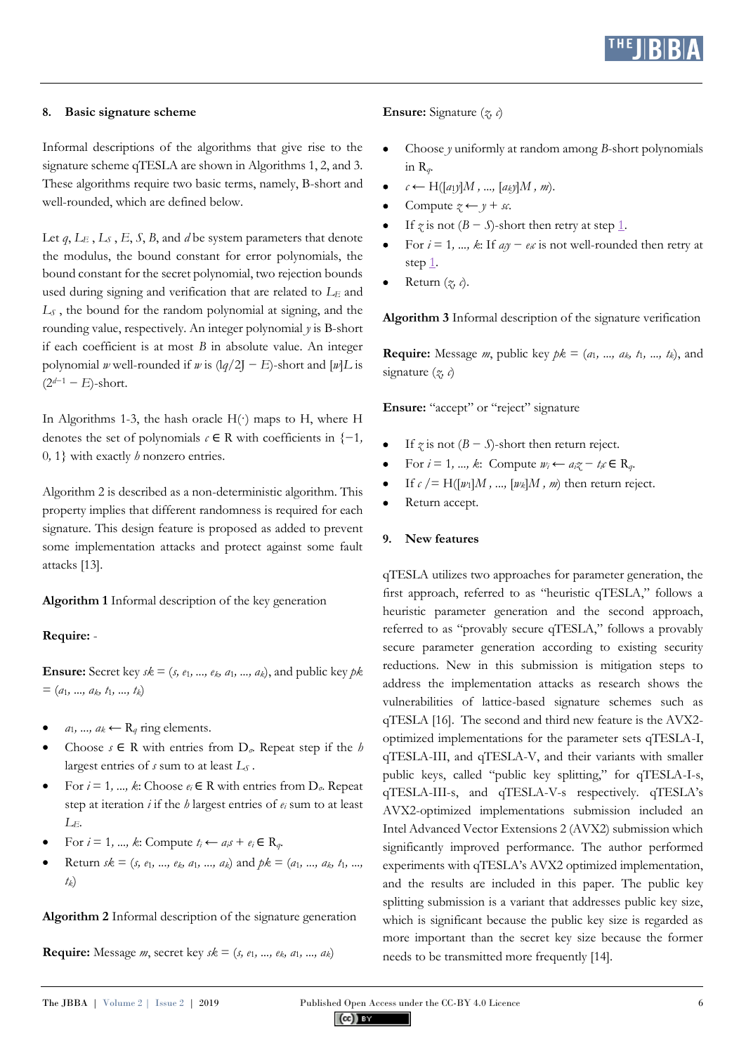## 8. Basic signature scheme

Informal descriptions of the algorithms that give rise to the signature scheme qTESLA are shown in Algorithms 1, 2, and 3. These algorithms require two basic terms, namely, B-short and well-rounded, which are defined below.

Let $q$, $L_E$, $L_S$, $E$, $S$, $B$, and $d$ be system parameters that denote the modulus, the bound constant for error polynomials, the bound constant for the secret polynomial, two rejection bounds used during signing and verification that are related to $L_E$ and $L_S$, the bound for the random polynomial at signing, and the rounding value, respectively. An integer polynomial $y$ is B-short if each coefficient is at most $B$ in absolute value. An integer polynomial $w$ well-rounded if $w$ is $(\lfloor q/2 \rfloor - E)$-short and $[w]L$ is $(2^{d-1} - E)$-short.

In Algorithms 1-3, the hash oracle H(·) maps to H, where H denotes the set of polynomials $c \in R$ with coefficients in $\{-1, 0, 1\}$ with exactly $h$ nonzero entries.

Algorithm 2 is described as a non-deterministic algorithm. This property implies that different randomness is required for each signature. This design feature is proposed as added to prevent some implementation attacks and protect against some fault attacks [13].

**Algorithm 1** Informal description of the key generation

**Require:** -

**Ensure:** Secret key $sk = (s, e_1, ..., e_k, a_1, ..., a_k)$, and public key $pk = (a_1, ..., a_k, t_1, ..., t_k)$

- $a_1, ..., a_k \leftarrow R_q$ ring elements.
- Choose $s \in R$ with entries from $D_\sigma$. Repeat step if the $h$ largest entries of $s$ sum to at least $L_S$.
- For $i = 1, ..., k$: Choose $e_i \in R$ with entries from $D_\sigma$. Repeat step at iteration $i$ if the $h$ largest entries of $e_i$ sum to at least $L_E$.
- For $i = 1, ..., k$: Compute $t_i \leftarrow a_i s + e_i \in R_q$.
- Return $sk = (s, e_1, ..., e_k, a_1, ..., a_k)$ and $pk = (a_1, ..., a_k, t_1, ..., t_k)$

**Algorithm 2** Informal description of the signature generation

**Require:** Message $m$, secret key $sk = (s, e_1, ..., e_k, a_1, ..., a_k)$

**Ensure:** Signature $(z, c)$

- Choose $y$ uniformly at random among $B$-short polynomials in $R_q$.
- $c \leftarrow H([a_1 y]M, ..., [a_k y]M, m)$.
- Compute $z \leftarrow y + sc$.
- If $z$ is not $(B - S)$-short then retry at step 1.
- For $i = 1, ..., k$: If $a_i y - e_i c$ is not well-rounded then retry at step 1.
- Return $(z, c)$.

**Algorithm 3** Informal description of the signature verification

**Require:** Message $m$, public key $pk = (a_1, ..., a_k, t_1, ..., t_k)$, and signature $(z, c)$

**Ensure:** "accept" or "reject" signature

- If $z$ is not $(B - S)$-short then return reject.
- For $i = 1, ..., k$: Compute $w_i \leftarrow a_i z - t_i c \in R_q$.
- If $c \neq H([w_1]M, ..., [w_k]M, m)$ then return reject.
- Return accept.

## 9. New features

qTESLA utilizes two approaches for parameter generation, the first approach, referred to as "heuristic qTESLA," follows a heuristic parameter generation and the second approach, referred to as "provably secure qTESLA," follows a provably secure parameter generation according to existing security reductions. New in this submission is mitigation steps to address the implementation attacks as research shows the vulnerabilities of lattice-based signature schemes such as qTESLA [16]. The second and third new feature is the AVX2-optimized implementations for the parameter sets qTESLA-I, qTESLA-III, and qTESLA-V, and their variants with smaller public keys, called "public key splitting," for qTESLA-I-s, qTESLA-III-s, and qTESLA-V-s respectively. qTESLA's AVX2-optimized implementations submission included an Intel Advanced Vector Extensions 2 (AVX2) submission which significantly improved performance. The author performed experiments with qTESLA's AVX2 optimized implementation, and the results are included in this paper. The public key splitting submission is a variant that addresses public key size, which is significant because the public key size is regarded as more important than the secret key size because the former needs to be transmitted more frequently [14].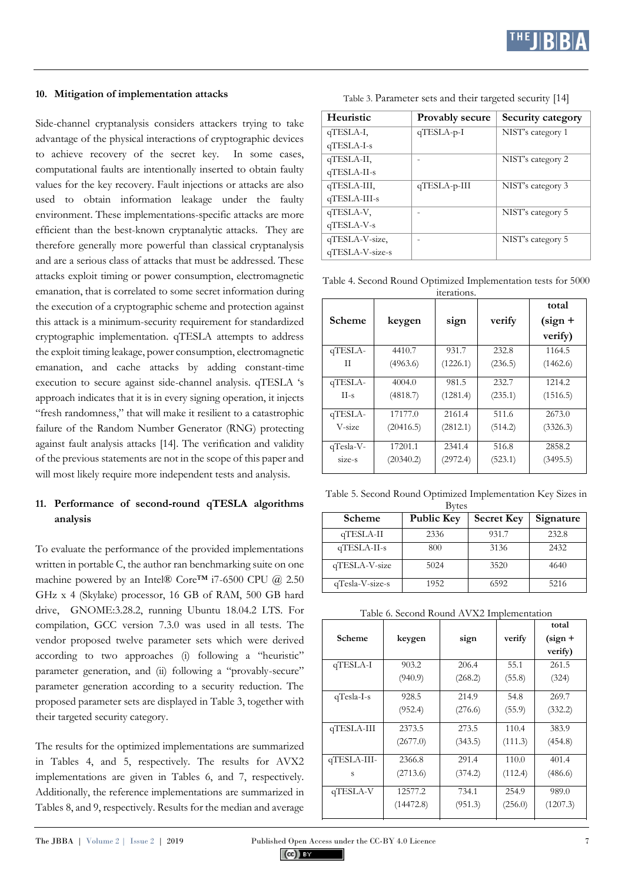## 10. Mitigation of implementation attacks

Side-channel cryptanalysis considers attackers trying to take advantage of the physical interactions of cryptographic devices to achieve recovery of the secret key. In some cases, computational faults are intentionally inserted to obtain faulty values for the key recovery. Fault injections or attacks are also used to obtain information leakage under the faulty environment. These implementations-specific attacks are more efficient than the best-known cryptanalytic attacks. They are therefore generally more powerful than classical cryptanalysis and are a serious class of attacks that must be addressed. These attacks exploit timing or power consumption, electromagnetic emanation, that is correlated to some secret information during the execution of a cryptographic scheme and protection against this attack is a minimum-security requirement for standardized cryptographic implementation. qTESLA attempts to address the exploit timing leakage, power consumption, electromagnetic emanation, and cache attacks by adding constant-time execution to secure against side-channel analysis. qTESLA 's approach indicates that it is in every signing operation, it injects "fresh randomness," that will make it resilient to a catastrophic failure of the Random Number Generator (RNG) protecting against fault analysis attacks [14]. The verification and validity of the previous statements are not in the scope of this paper and will most likely require more independent tests and analysis.

## 11. Performance of second-round qTESLA algorithms analysis

To evaluate the performance of the provided implementations written in portable C, the author ran benchmarking suite on one machine powered by an Intel® Core™ i7-6500 CPU @ 2.50 GHz x 4 (Skylake) processor, 16 GB of RAM, 500 GB hard drive, GNOME:3.28.2, running Ubuntu 18.04.2 LTS. For compilation, GCC version 7.3.0 was used in all tests. The vendor proposed twelve parameter sets which were derived according to two approaches (i) following a "heuristic" parameter generation, and (ii) following a "provably-secure" parameter generation according to a security reduction. The proposed parameter sets are displayed in Table 3, together with their targeted security category.

The results for the optimized implementations are summarized in Tables 4, and 5, respectively. The results for AVX2 implementations are given in Tables 6, and 7, respectively. Additionally, the reference implementations are summarized in Tables 8, and 9, respectively. Results for the median and average

Table 3. Parameter sets and their targeted security [14]

| Heuristic | Provably secure | Security category |
|---|---|---|
| qTESLA-I, qTESLA-I-s | qTESLA-p-I | NIST's category 1 |
| qTESLA-II, qTESLA-II-s | - | NIST's category 2 |
| qTESLA-III, qTESLA-III-s | qTESLA-p-III | NIST's category 3 |
| qTESLA-V, qTESLA-V-s | - | NIST's category 5 |
| qTESLA-V-size, qTESLA-V-size-s | - | NIST's category 5 |

Table 4. Second Round Optimized Implementation tests for 5000 iterations.

| Scheme | keygen | sign | verify | total (sign + verify) |
|---|---|---|---|---|
| qTESLA-II | 4410.7 (4963.6) | 931.7 (1226.1) | 232.8 (236.5) | 1164.5 (1462.6) |
| qTESLA-II-s | 4004.0 (4818.7) | 981.5 (1281.4) | 232.7 (235.1) | 1214.2 (1516.5) |
| qTESLA-V-size | 17177.0 (20416.5) | 2161.4 (2812.1) | 511.6 (514.2) | 2673.0 (3326.3) |
| qTesla-V-size-s | 17201.1 (20340.2) | 2341.4 (2972.4) | 516.8 (523.1) | 2858.2 (3495.5) |

Table 5. Second Round Optimized Implementation Key Sizes in Bytes

| Scheme | Public Key | Secret Key | Signature |
|---|---|---|---|
| qTESLA-II | 2336 | 931.7 | 232.8 |
| qTESLA-II-s | 800 | 3136 | 2432 |
| qTESLA-V-size | 5024 | 3520 | 4640 |
| qTesla-V-size-s | 1952 | 6592 | 5216 |

Table 6. Second Round AVX2 Implementation

| Scheme | keygen | sign | verify | total (sign + verify) |
|---|---|---|---|---|
| qTESLA-I | 903.2 (940.9) | 206.4 (268.2) | 55.1 (55.8) | 261.5 (324) |
| qTesla-I-s | 928.5 (952.4) | 214.9 (276.6) | 54.8 (55.9) | 269.7 (332.2) |
| qTESLA-III | 2373.5 (2677.0) | 273.5 (343.5) | 110.4 (111.3) | 383.9 (454.8) |
| qTESLA-III-s | 2366.8 (2713.6) | 291.4 (374.2) | 110.0 (112.4) | 401.4 (486.6) |
| qTESLA-V | 12577.2 (14472.8) | 734.1 (951.3) | 254.9 (256.0) | 989.0 (1207.3) |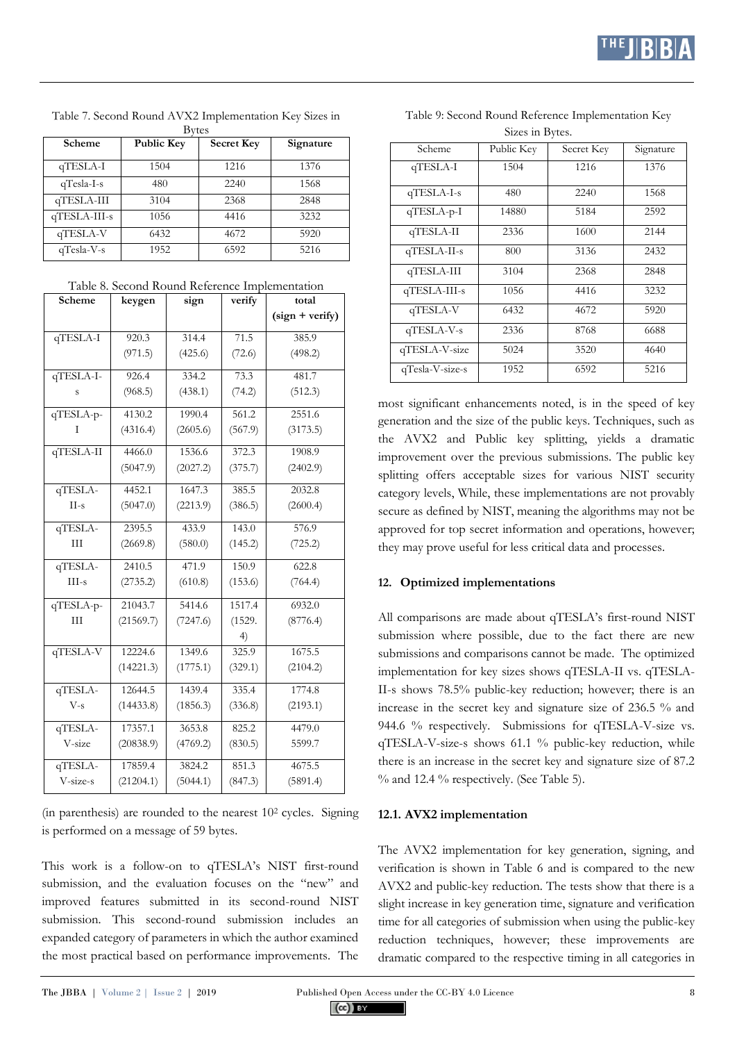Table 7. Second Round AVX2 Implementation Key Sizes in Bytes

| Scheme | Public Key | Secret Key | Signature |
|---|---|---|---|
| qTESLA-I | 1504 | 1216 | 1376 |
| qTesla-I-s | 480 | 2240 | 1568 |
| qTESLA-III | 3104 | 2368 | 2848 |
| qTESLA-III-s | 1056 | 4416 | 3232 |
| qTESLA-V | 6432 | 4672 | 5920 |
| qTesla-V-s | 1952 | 6592 | 5216 |

Table 8. Second Round Reference Implementation

| Scheme | keygen | sign | verify | total (sign + verify) |
|---|---|---|---|---|
| qTESLA-I | 920.3 (971.5) | 314.4 (425.6) | 71.5 (72.6) | 385.9 (498.2) |
| qTESLA-I-s | 926.4 (968.5) | 334.2 (438.1) | 73.3 (74.2) | 481.7 (512.3) |
| qTESLA-p-I | 4130.2 (4316.4) | 1990.4 (2605.6) | 561.2 (567.9) | 2551.6 (3173.5) |
| qTESLA-II | 4466.0 (5047.9) | 1536.6 (2027.2) | 372.3 (375.7) | 1908.9 (2402.9) |
| qTESLA-II-s | 4452.1 (5047.0) | 1647.3 (2213.9) | 385.5 (386.5) | 2032.8 (2600.4) |
| qTESLA-III | 2395.5 (2669.8) | 433.9 (580.0) | 143.0 (145.2) | 576.9 (725.2) |
| qTESLA-III-s | 2410.5 (2735.2) | 471.9 (610.8) | 150.9 (153.6) | 622.8 (764.4) |
| qTESLA-p-III | 21043.7 (21569.7) | 5414.6 (7247.6) | 1517.4 (1529.4) | 6932.0 (8776.4) |
| qTESLA-V | 12224.6 (14221.3) | 1349.6 (1775.1) | 325.9 (329.1) | 1675.5 (2104.2) |
| qTESLA-V-s | 12644.5 (14433.8) | 1439.4 (1856.3) | 335.4 (336.8) | 1774.8 (2193.1) |
| qTESLA-V-size | 17357.1 (20838.9) | 3653.8 (4769.2) | 825.2 (830.5) | 4479.0 5599.7 |
| qTESLA-V-size-s | 17859.4 (21204.1) | 3824.2 (5044.1) | 851.3 (847.3) | 4675.5 (5891.4) |

(in parenthesis) are rounded to the nearest $10^2$ cycles. Signing is performed on a message of 59 bytes.

This work is a follow-on to qTESLA's NIST first-round submission, and the evaluation focuses on the "new" and improved features submitted in its second-round NIST submission. This second-round submission includes an expanded category of parameters in which the author examined the most practical based on performance improvements. The most significant enhancements noted, is in the speed of key generation and the size of the public keys. Techniques, such as the AVX2 and Public key splitting, yields a dramatic improvement over the previous submissions. The public key splitting offers acceptable sizes for various NIST security category levels, While, these implementations are not provably secure as defined by NIST, meaning the algorithms may not be approved for top secret information and operations, however; they may prove useful for less critical data and processes.

Table 9: Second Round Reference Implementation Key Sizes in Bytes.

| Scheme | Public Key | Secret Key | Signature |
|---|---|---|---|
| qTESLA-I | 1504 | 1216 | 1376 |
| qTESLA-I-s | 480 | 2240 | 1568 |
| qTESLA-p-I | 14880 | 5184 | 2592 |
| qTESLA-II | 2336 | 1600 | 2144 |
| qTESLA-II-s | 800 | 3136 | 2432 |
| qTESLA-III | 3104 | 2368 | 2848 |
| qTESLA-III-s | 1056 | 4416 | 3232 |
| qTESLA-V | 6432 | 4672 | 5920 |
| qTESLA-V-s | 2336 | 8768 | 6688 |
| qTESLA-V-size | 5024 | 3520 | 4640 |
| qTesla-V-size-s | 1952 | 6592 | 5216 |

## 12. Optimized implementations

All comparisons are made about qTESLA's first-round NIST submission where possible, due to the fact there are new submissions and comparisons cannot be made. The optimized implementation for key sizes shows qTESLA-II vs. qTESLA-II-s shows 78.5% public-key reduction; however; there is an increase in the secret key and signature size of 236.5 % and 944.6 % respectively. Submissions for qTESLA-V-size vs. qTESLA-V-size-s shows 61.1 % public-key reduction, while there is an increase in the secret key and signature size of 87.2 % and 12.4 % respectively. (See Table 5).

### 12.1. AVX2 implementation

The AVX2 implementation for key generation, signing, and verification is shown in Table 6 and is compared to the new AVX2 and public-key reduction. The tests show that there is a slight increase in key generation time, signature and verification time for all categories of submission when using the public-key reduction techniques, however; these improvements are dramatic compared to the respective timing in all categories in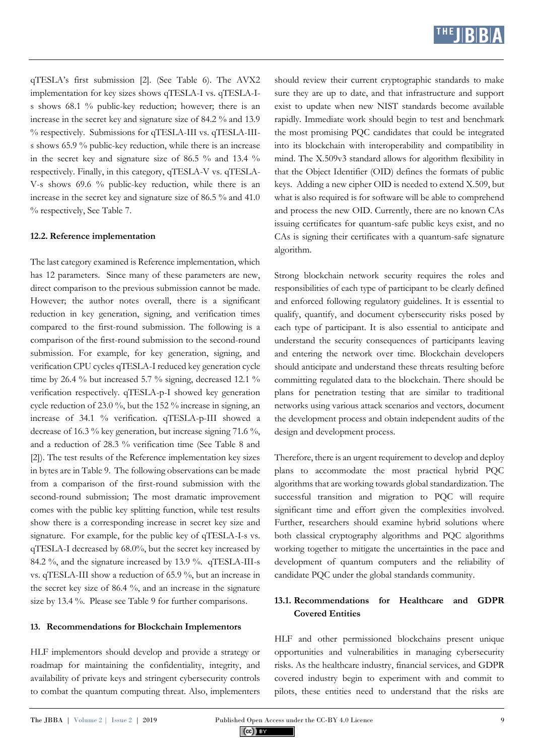qTESLA's first submission [2]. (See Table 6). The AVX2 implementation for key sizes shows qTESLA-I vs. qTESLA-I-s shows 68.1 % public-key reduction; however; there is an increase in the secret key and signature size of 84.2 % and 13.9 % respectively. Submissions for qTESLA-III vs. qTESLA-III-s shows 65.9 % public-key reduction, while there is an increase in the secret key and signature size of 86.5 % and 13.4 % respectively. Finally, in this category, qTESLA-V vs. qTESLA-V-s shows 69.6 % public-key reduction, while there is an increase in the secret key and signature size of 86.5 % and 41.0 % respectively, See Table 7.

#### 12.2. Reference implementation

The last category examined is Reference implementation, which has 12 parameters. Since many of these parameters are new, direct comparison to the previous submission cannot be made. However; the author notes overall, there is a significant reduction in key generation, signing, and verification times compared to the first-round submission. The following is a comparison of the first-round submission to the second-round submission. For example, for key generation, signing, and verification CPU cycles qTESLA-I reduced key generation cycle time by 26.4 % but increased 5.7 % signing, decreased 12.1 % verification respectively. qTESLA-p-I showed key generation cycle reduction of 23.0 %, but the 152 % increase in signing, an increase of 34.1 % verification. qTESLA-p-III showed a decrease of 16.3 % key generation, but increase signing 71.6 %, and a reduction of 28.3 % verification time (See Table 8 and [2]). The test results of the Reference implementation key sizes in bytes are in Table 9. The following observations can be made from a comparison of the first-round submission with the second-round submission; The most dramatic improvement comes with the public key splitting function, while test results show there is a corresponding increase in secret key size and signature. For example, for the public key of qTESLA-I-s vs. qTESLA-I decreased by 68.0%, but the secret key increased by 84.2 %, and the signature increased by 13.9 %. qTESLA-III-s vs. qTESLA-III show a reduction of 65.9 %, but an increase in the secret key size of 86.4 %, and an increase in the signature size by 13.4 %. Please see Table 9 for further comparisons.

### 13. Recommendations for Blockchain Implementors

HLF implementors should develop and provide a strategy or roadmap for maintaining the confidentiality, integrity, and availability of private keys and stringent cybersecurity controls to combat the quantum computing threat. Also, implementers should review their current cryptographic standards to make sure they are up to date, and that infrastructure and support exist to update when new NIST standards become available rapidly. Immediate work should begin to test and benchmark the most promising PQC candidates that could be integrated into its blockchain with interoperability and compatibility in mind. The X.509v3 standard allows for algorithm flexibility in that the Object Identifier (OID) defines the formats of public keys. Adding a new cipher OID is needed to extend X.509, but what is also required is for software will be able to comprehend and process the new OID. Currently, there are no known CAs issuing certificates for quantum-safe public keys exist, and no CAs is signing their certificates with a quantum-safe signature algorithm.

Strong blockchain network security requires the roles and responsibilities of each type of participant to be clearly defined and enforced following regulatory guidelines. It is essential to qualify, quantify, and document cybersecurity risks posed by each type of participant. It is also essential to anticipate and understand the security consequences of participants leaving and entering the network over time. Blockchain developers should anticipate and understand these threats resulting before committing regulated data to the blockchain. There should be plans for penetration testing that are similar to traditional networks using various attack scenarios and vectors, document the development process and obtain independent audits of the design and development process.

Therefore, there is an urgent requirement to develop and deploy plans to accommodate the most practical hybrid PQC algorithms that are working towards global standardization. The successful transition and migration to PQC will require significant time and effort given the complexities involved. Further, researchers should examine hybrid solutions where both classical cryptography algorithms and PQC algorithms working together to mitigate the uncertainties in the pace and development of quantum computers and the reliability of candidate PQC under the global standards community.

#### 13.1. Recommendations for Healthcare and GDPR Covered Entities

HLF and other permissioned blockchains present unique opportunities and vulnerabilities in managing cybersecurity risks. As the healthcare industry, financial services, and GDPR covered industry begin to experiment with and commit to pilots, these entities need to understand that the risks are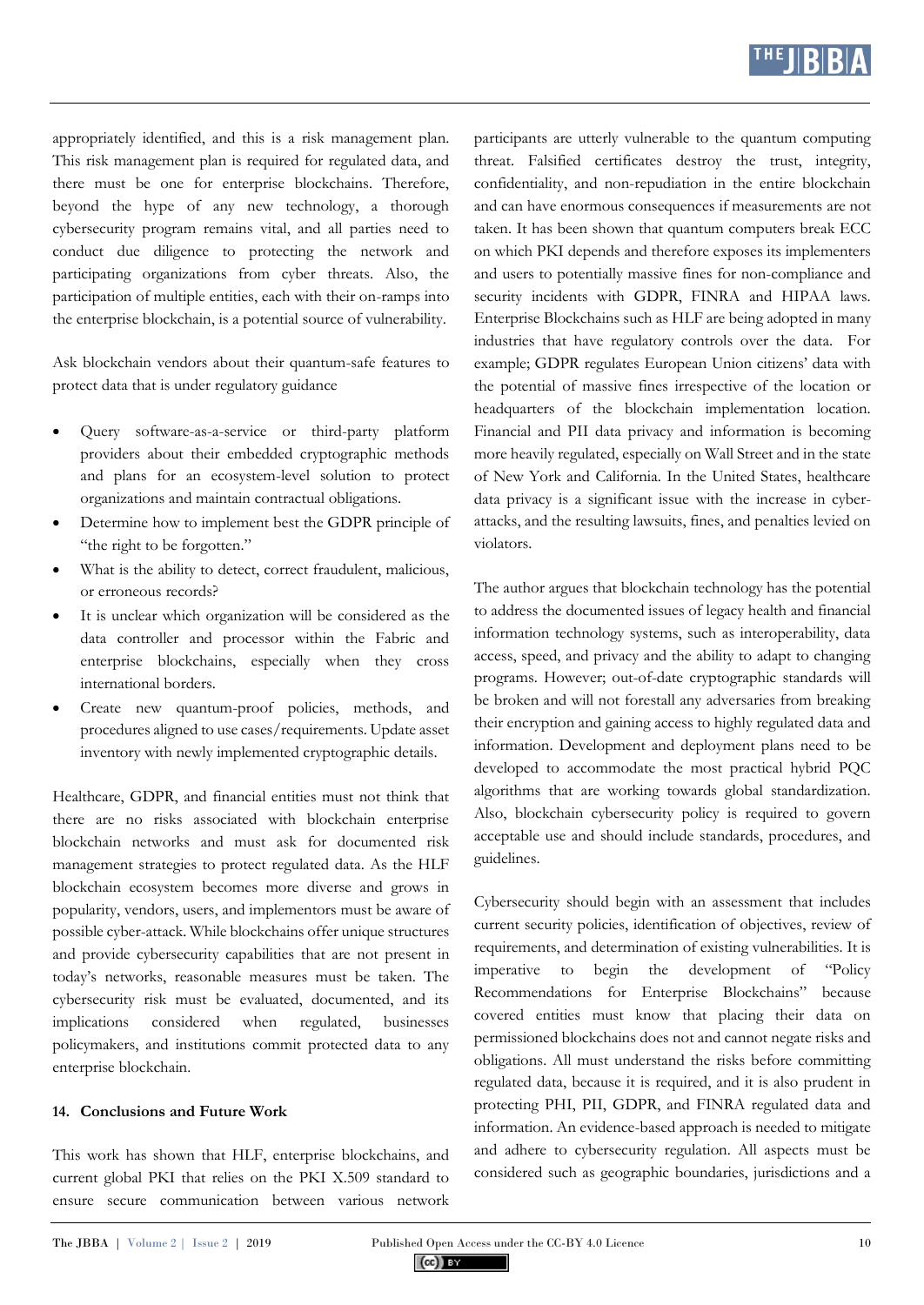appropriately identified, and this is a risk management plan. This risk management plan is required for regulated data, and there must be one for enterprise blockchains. Therefore, beyond the hype of any new technology, a thorough cybersecurity program remains vital, and all parties need to conduct due diligence to protecting the network and participating organizations from cyber threats. Also, the participation of multiple entities, each with their on-ramps into the enterprise blockchain, is a potential source of vulnerability.

Ask blockchain vendors about their quantum-safe features to protect data that is under regulatory guidance

- Query software-as-a-service or third-party platform providers about their embedded cryptographic methods and plans for an ecosystem-level solution to protect organizations and maintain contractual obligations.
- Determine how to implement best the GDPR principle of "the right to be forgotten."
- What is the ability to detect, correct fraudulent, malicious, or erroneous records?
- It is unclear which organization will be considered as the data controller and processor within the Fabric and enterprise blockchains, especially when they cross international borders.
- Create new quantum-proof policies, methods, and procedures aligned to use cases/requirements. Update asset inventory with newly implemented cryptographic details.

Healthcare, GDPR, and financial entities must not think that there are no risks associated with blockchain enterprise blockchain networks and must ask for documented risk management strategies to protect regulated data. As the HLF blockchain ecosystem becomes more diverse and grows in popularity, vendors, users, and implementors must be aware of possible cyber-attack. While blockchains offer unique structures and provide cybersecurity capabilities that are not present in today's networks, reasonable measures must be taken. The cybersecurity risk must be evaluated, documented, and its implications considered when regulated, businesses policymakers, and institutions commit protected data to any enterprise blockchain.

## 14. Conclusions and Future Work

This work has shown that HLF, enterprise blockchains, and current global PKI that relies on the PKI X.509 standard to ensure secure communication between various network participants are utterly vulnerable to the quantum computing threat. Falsified certificates destroy the trust, integrity, confidentiality, and non-repudiation in the entire blockchain and can have enormous consequences if measurements are not taken. It has been shown that quantum computers break ECC on which PKI depends and therefore exposes its implementers and users to potentially massive fines for non-compliance and security incidents with GDPR, FINRA and HIPAA laws. Enterprise Blockchains such as HLF are being adopted in many industries that have regulatory controls over the data. For example; GDPR regulates European Union citizens' data with the potential of massive fines irrespective of the location or headquarters of the blockchain implementation location. Financial and PII data privacy and information is becoming more heavily regulated, especially on Wall Street and in the state of New York and California. In the United States, healthcare data privacy is a significant issue with the increase in cyber-attacks, and the resulting lawsuits, fines, and penalties levied on violators.

The author argues that blockchain technology has the potential to address the documented issues of legacy health and financial information technology systems, such as interoperability, data access, speed, and privacy and the ability to adapt to changing programs. However; out-of-date cryptographic standards will be broken and will not forestall any adversaries from breaking their encryption and gaining access to highly regulated data and information. Development and deployment plans need to be developed to accommodate the most practical hybrid PQC algorithms that are working towards global standardization. Also, blockchain cybersecurity policy is required to govern acceptable use and should include standards, procedures, and guidelines.

Cybersecurity should begin with an assessment that includes current security policies, identification of objectives, review of requirements, and determination of existing vulnerabilities. It is imperative to begin the development of "Policy Recommendations for Enterprise Blockchains" because covered entities must know that placing their data on permissioned blockchains does not and cannot negate risks and obligations. All must understand the risks before committing regulated data, because it is required, and it is also prudent in protecting PHI, PII, GDPR, and FINRA regulated data and information. An evidence-based approach is needed to mitigate and adhere to cybersecurity regulation. All aspects must be considered such as geographic boundaries, jurisdictions and a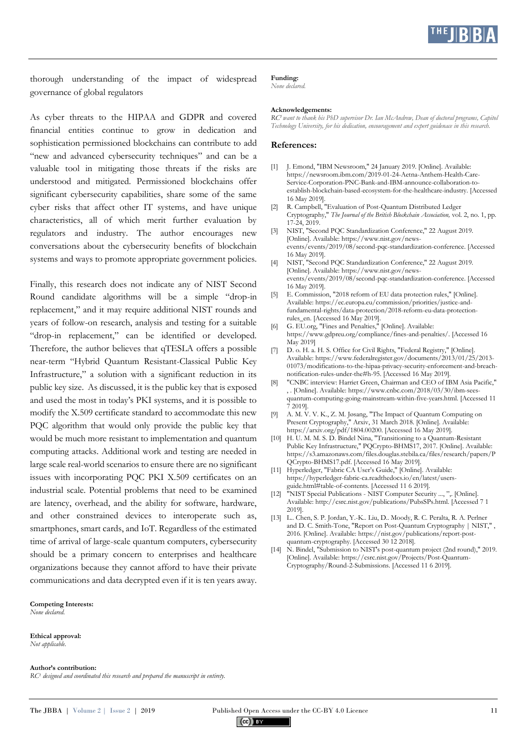thorough understanding of the impact of widespread governance of global regulators

As cyber threats to the HIPAA and GDPR and covered financial entities continue to grow in dedication and sophistication permissioned blockchains can contribute to add "new and advanced cybersecurity techniques" and can be a valuable tool in mitigating those threats if the risks are understood and mitigated. Permissioned blockchains offer significant cybersecurity capabilities, share some of the same cyber risks that affect other IT systems, and have unique characteristics, all of which merit further evaluation by regulators and industry. The author encourages new conversations about the cybersecurity benefits of blockchain systems and ways to promote appropriate government policies.

Finally, this research does not indicate any of NIST Second Round candidate algorithms will be a simple "drop-in replacement," and it may require additional NIST rounds and years of follow-on research, analysis and testing for a suitable "drop-in replacement," can be identified or developed. Therefore, the author believes that qTESLA offers a possible near-term "Hybrid Quantum Resistant-Classical Public Key Infrastructure," a solution with a significant reduction in its public key size. As discussed, it is the public key that is exposed and used the most in today's PKI systems, and it is possible to modify the X.509 certificate standard to accommodate this new PQC algorithm that would only provide the public key that would be much more resistant to implementation and quantum computing attacks. Additional work and testing are needed in large scale real-world scenarios to ensure there are no significant issues with incorporating PQC PKI X.509 certificates on an industrial scale. Potential problems that need to be examined are latency, overhead, and the ability for software, hardware, and other constrained devices to interoperate such as, smartphones, smart cards, and IoT. Regardless of the estimated time of arrival of large-scale quantum computers, cybersecurity should be a primary concern to enterprises and healthcare organizations because they cannot afford to have their private communications and data decrypted even if it is ten years away.

**Competing Interests:**
*None declared.*

**Ethical approval:**
*Not applicable.*

**Author's contribution:**
*RC[1] designed and coordinated this research and prepared the manuscript in entirety.*

**Funding:**
*None declared.*

**Acknowledgements:**
*RC[1] want to thank his PhD supervisor Dr. Ian McAndrew, Dean of doctoral programs, Capitol Technology University, for his dedication, encouragement and expert guidance in this research.*

## References:

[1] J. Emond, "IBM Newsroom," 24 January 2019. [Online]. Available: https://newsroom.ibm.com/2019-01-24-Aetna-Anthem-Health-Care-Service-Corporation-PNC-Bank-and-IBM-announce-collaboration-to-establish-blockchain-based-ecosystem-for-the-healthcare-industry. [Accessed 16 May 2019].

[2] R. Campbell, "Evaluation of Post-Quantum Distributed Ledger Cryptography," *The Journal of the British Blockchain Association,* vol. 2, no. 1, pp. 17-24, 2019.

[3] NIST, "Second PQC Standardization Conference," 22 August 2019. [Online]. Available: https://www.nist.gov/news-events/events/2019/08/second-pqc-standardization-conference. [Accessed 16 May 2019].

[4] NIST, "Second PQC Standardization Conference," 22 August 2019. [Online]. Available: https://www.nist.gov/news-events/events/2019/08/second-pqc-standardization-conference. [Accessed 16 May 2019].

[5] E. Commission, "2018 reform of EU data protection rules," [Online]. Available: https://ec.europa.eu/commission/priorities/justice-and-fundamental-rights/data-protection/2018-reform-eu-data-protection-rules_en. [Accessed 16 May 2019].

[6] G. EU.org, "Fines and Penalties," [Online]. Available: https://www.gdpreu.org/compliance/fines-and-penalties/. [Accessed 16 May 2019]

[7] D. o. H. a. H. S. Office for Civil Rights, "Federal Registry," [Online]. Available: https://www.federalregister.gov/documents/2013/01/25/2013-01073/modifications-to-the-hipaa-privacy-security-enforcement-and-breach-notification-rules-under-the#h-95. [Accessed 16 May 2019].

[8] "CNBC interview: Harriet Green, Chairman and CEO of IBM Asia Pacific," , . [Online]. Available: https://www.cnbc.com/2018/03/30/ibm-sees-quantum-computing-going-mainstream-within-five-years.html. [Accessed 11 7 2019].

[9] A. M. V. V. K., Z. M. Josang, "The Impact of Quantum Computing on Present Cryptography," Arxiv, 31 March 2018. [Online]. Available: https://arxiv.org/pdf/1804.00200. [Accessed 16 May 2019].

[10] H. U. M. M. S. D. Bindel Nina, "Transitioning to a Quantum-Resistant Public Key Infrastructure," PQCrypto-BHMS17, 2017. [Online]. Available: https://s3.amazonaws.com/files.douglas.stebila.ca/files/research/papers/PQCrypto-BHMS17.pdf. [Accessed 16 May 2019].

[11] Hyperledger, "Fabric CA User's Guide," [Online]. Available: https://hyperledger-fabric-ca.readthedocs.io/en/latest/users-guide.html#table-of-contents. [Accessed 11 6 2019].

[12] "NIST Special Publications - NIST Computer Security ..., ",. [Online]. Available: http://csrc.nist.gov/publications/PubsSPs.html. [Accessed 7 1 2019].

[13] L.. Chen, S. P. Jordan, Y.-K.. Liu, D.. Moody, R. C. Peralta, R. A. Perlner and D. C. Smith-Tone, "Report on Post-Quantum Cryptography | NIST," , 2016. [Online]. Available: https://nist.gov/publications/report-post-quantum-cryptography. [Accessed 30 12 2018].

[14] N. Bindel, "Submission to NIST's post-quantum project (2nd round)," 2019. [Online]. Available: https://csrc.nist.gov/Projects/Post-Quantum-Cryptography/Round-2-Submissions. [Accessed 11 6 2019].